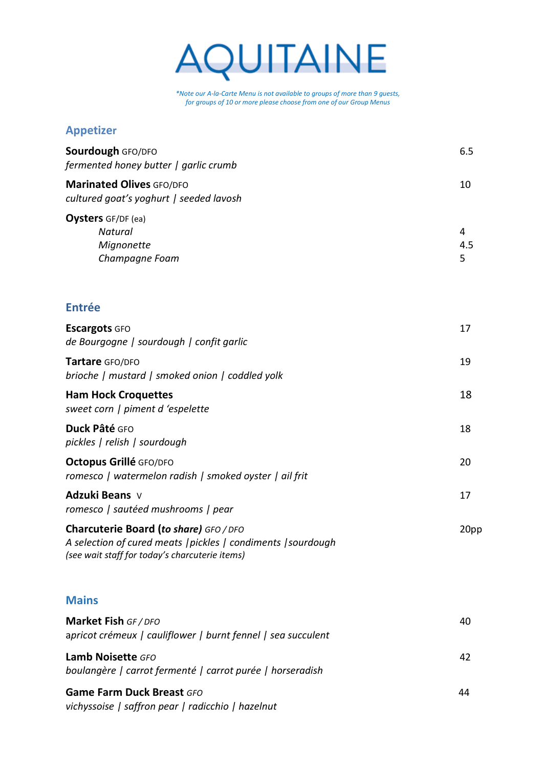# AQUITAINE

*\*Note our A-la-Carte Menu is not available to groups of more than 9 guests, for groups of 10 or more please choose from one of our Group Menus*

## Appetizer

**Sourdough** GFO/DFO — 6.5
*fermented honey butter | garlic crumb*

**Marinated Olives** GFO/DFO — 10
*cultured goat's yoghurt | seeded lavosh*

**Oysters** GF/DF (ea)
- *Natural* — 4
- *Mignonette* — 4.5
- *Champagne Foam* — 5

## Entrée

**Escargots** GFO — 17
*de Bourgogne | sourdough | confit garlic*

**Tartare** GFO/DFO — 19
*brioche | mustard | smoked onion | coddled yolk*

**Ham Hock Croquettes** — 18
*sweet corn | piment d 'espelette*

**Duck Pâté** GFO — 18
*pickles | relish | sourdough*

**Octopus Grillé** GFO/DFO — 20
*romesco | watermelon radish | smoked oyster | ail frit*

**Adzuki Beans** V — 17
*romesco | sautéed mushrooms | pear*

**Charcuterie Board (*to share*)** *GFO / DFO* — 20pp
*A selection of cured meats |pickles | condiments |sourdough*
*(see wait staff for today's charcuterie items)*

## Mains

**Market Fish** *GF / DFO* — 40
*apricot crémeux | cauliflower | burnt fennel | sea succulent*

**Lamb Noisette** *GFO* — 42
*boulangère | carrot fermenté | carrot purée | horseradish*

**Game Farm Duck Breast** *GFO* — 44
*vichyssoise | saffron pear | radicchio | hazelnut*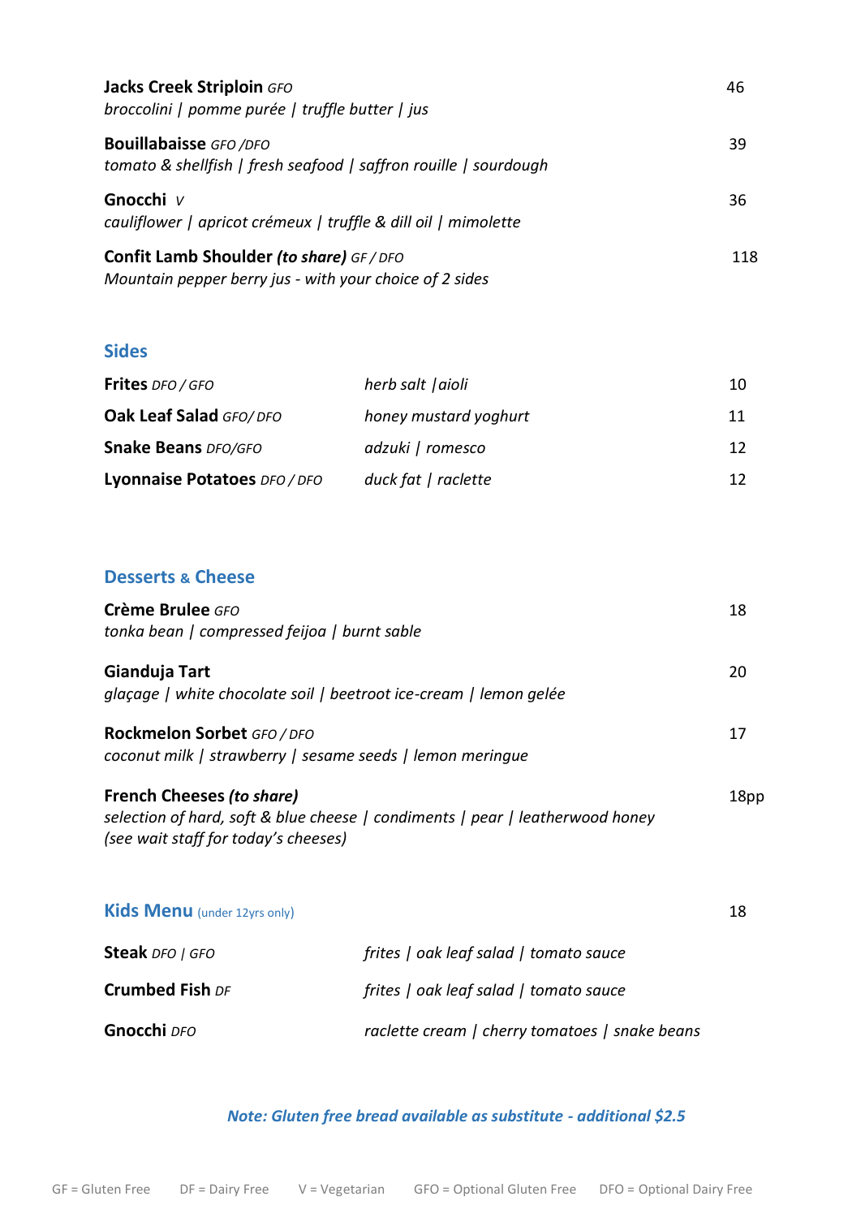**Jacks Creek Striploin** *GFO* 46
*broccolini | pomme purée | truffle butter | jus*

**Bouillabaisse** *GFO /DFO* 39
*tomato & shellfish | fresh seafood | saffron rouille | sourdough*

**Gnocchi** *V* 36
*cauliflower | apricot crémeux | truffle & dill oil | mimolette*

**Confit Lamb Shoulder *(to share)*** *GF / DFO* 118
*Mountain pepper berry jus - with your choice of 2 sides*

## Sides

| | | |
|---|---|---|
| **Frites** *DFO / GFO* | *herb salt \|aioli* | 10 |
| **Oak Leaf Salad** *GFO/ DFO* | *honey mustard yoghurt* | 11 |
| **Snake Beans** *DFO/GFO* | *adzuki \| romesco* | 12 |
| **Lyonnaise Potatoes** *DFO / DFO* | *duck fat \| raclette* | 12 |

## Desserts & Cheese

**Crème Brulee** *GFO* 18
*tonka bean | compressed feijoa | burnt sable*

**Gianduja Tart** 20
*glaçage | white chocolate soil | beetroot ice-cream | lemon gelée*

**Rockmelon Sorbet** *GFO / DFO* 17
*coconut milk | strawberry | sesame seeds | lemon meringue*

**French Cheeses *(to share)*** 18pp
*selection of hard, soft & blue cheese | condiments | pear | leatherwood honey*
*(see wait staff for today's cheeses)*

## Kids Menu (under 12yrs only) 18

| | |
|---|---|
| **Steak** *DFO \| GFO* | *frites \| oak leaf salad \| tomato sauce* |
| **Crumbed Fish** *DF* | *frites \| oak leaf salad \| tomato sauce* |
| **Gnocchi** *DFO* | *raclette cream \| cherry tomatoes \| snake beans* |

***Note: Gluten free bread available as substitute - additional $2.5***

GF = Gluten Free DF = Dairy Free V = Vegetarian GFO = Optional Gluten Free DFO = Optional Dairy Free